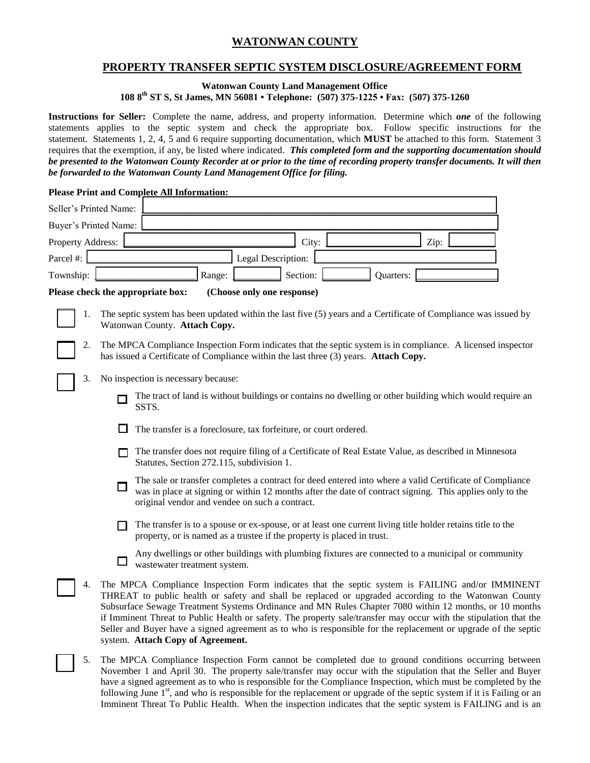# WATONWAN COUNTY

## PROPERTY TRANSFER SEPTIC SYSTEM DISCLOSURE/AGREEMENT FORM

**Watonwan County Land Management Office**
**108 8th ST S, St James, MN 56081 • Telephone: (507) 375-1225 • Fax: (507) 375-1260**

**Instructions for Seller:** Complete the name, address, and property information. Determine which ***one*** of the following statements applies to the septic system and check the appropriate box. Follow specific instructions for the statement. Statements 1, 2, 4, 5 and 6 require supporting documentation, which **MUST** be attached to this form. Statement 3 requires that the exemption, if any, be listed where indicated. ***This completed form and the supporting documentation should be presented to the Watonwan County Recorder at or prior to the time of recording property transfer documents. It will then be forwarded to the Watonwan County Land Management Office for filing.***

**Please Print and Complete All Information:**

Seller's Printed Name: ____________________

Buyer's Printed Name: ____________________

Property Address: ____________________ City: ____________ Zip: ________

Parcel #: ____________________ Legal Description: ____________________

Township: ____________ Range: ________ Section: ________ Quarters: ____________

**Please check the appropriate box: (Choose only one response)**

☐ 1. The septic system has been updated within the last five (5) years and a Certificate of Compliance was issued by Watonwan County. **Attach Copy.**

☐ 2. The MPCA Compliance Inspection Form indicates that the septic system is in compliance. A licensed inspector has issued a Certificate of Compliance within the last three (3) years. **Attach Copy.**

☐ 3. No inspection is necessary because:

- ☐ The tract of land is without buildings or contains no dwelling or other building which would require an SSTS.
- ☐ The transfer is a foreclosure, tax forfeiture, or court ordered.
- ☐ The transfer does not require filing of a Certificate of Real Estate Value, as described in Minnesota Statutes, Section 272.115, subdivision 1.
- ☐ The sale or transfer completes a contract for deed entered into where a valid Certificate of Compliance was in place at signing or within 12 months after the date of contract signing. This applies only to the original vendor and vendee on such a contract.
- ☐ The transfer is to a spouse or ex-spouse, or at least one current living title holder retains title to the property, or is named as a trustee if the property is placed in trust.
- ☐ Any dwellings or other buildings with plumbing fixtures are connected to a municipal or community wastewater treatment system.

☐ 4. The MPCA Compliance Inspection Form indicates that the septic system is FAILING and/or IMMINENT THREAT to public health or safety and shall be replaced or upgraded according to the Watonwan County Subsurface Sewage Treatment Systems Ordinance and MN Rules Chapter 7080 within 12 months, or 10 months if Imminent Threat to Public Health or safety. The property sale/transfer may occur with the stipulation that the Seller and Buyer have a signed agreement as to who is responsible for the replacement or upgrade of the septic system. **Attach Copy of Agreement.**

☐ 5. The MPCA Compliance Inspection Form cannot be completed due to ground conditions occurring between November 1 and April 30. The property sale/transfer may occur with the stipulation that the Seller and Buyer have a signed agreement as to who is responsible for the Compliance Inspection, which must be completed by the following June 1st, and who is responsible for the replacement or upgrade of the septic system if it is Failing or an Imminent Threat To Public Health. When the inspection indicates that the septic system is FAILING and is an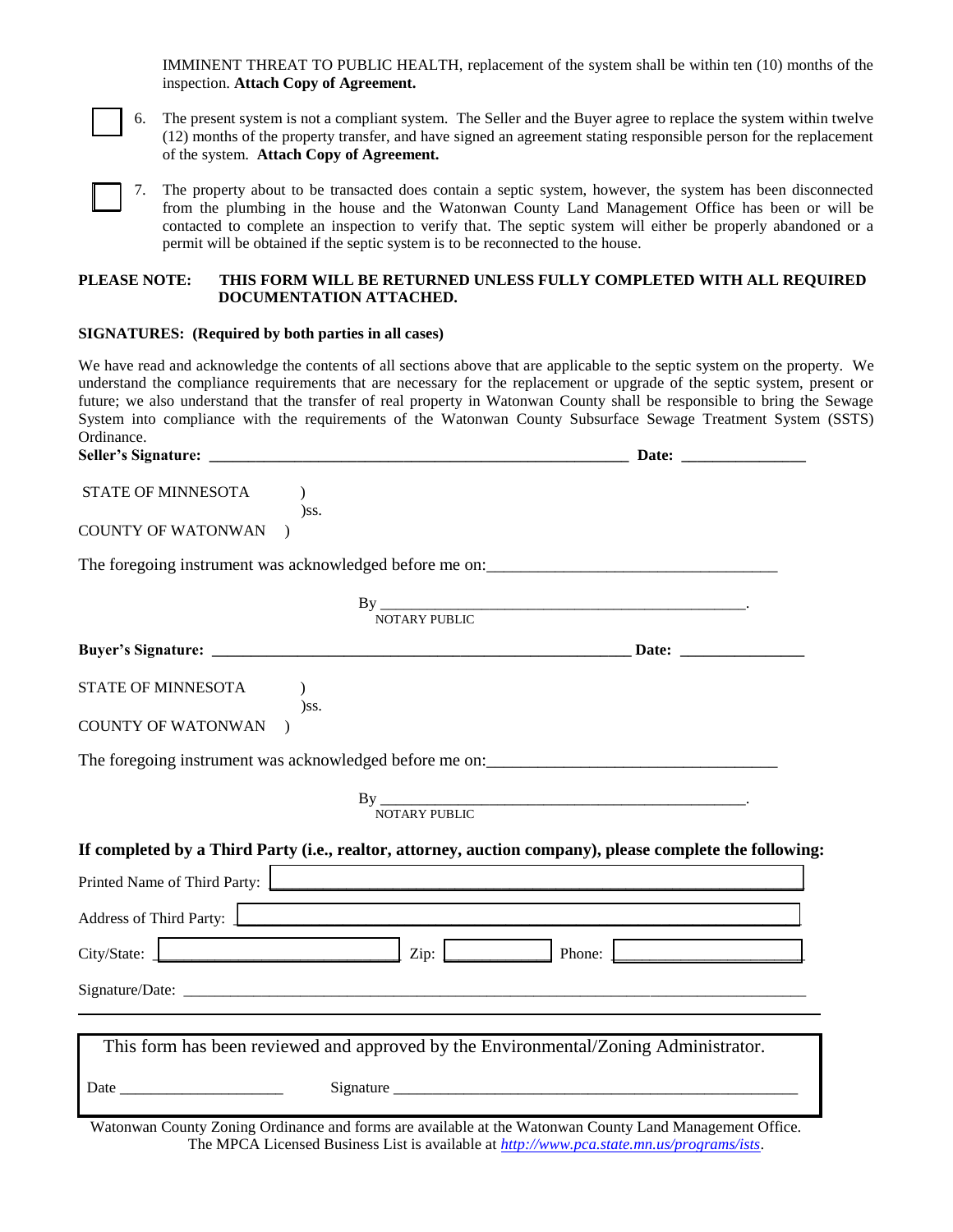IMMINENT THREAT TO PUBLIC HEALTH, replacement of the system shall be within ten (10) months of the inspection. **Attach Copy of Agreement.**

☐ 6. The present system is not a compliant system. The Seller and the Buyer agree to replace the system within twelve (12) months of the property transfer, and have signed an agreement stating responsible person for the replacement of the system. **Attach Copy of Agreement.**

☐ 7. The property about to be transacted does contain a septic system, however, the system has been disconnected from the plumbing in the house and the Watonwan County Land Management Office has been or will be contacted to complete an inspection to verify that. The septic system will either be properly abandoned or a permit will be obtained if the septic system is to be reconnected to the house.

**PLEASE NOTE: THIS FORM WILL BE RETURNED UNLESS FULLY COMPLETED WITH ALL REQUIRED DOCUMENTATION ATTACHED.**

**SIGNATURES: (Required by both parties in all cases)**

We have read and acknowledge the contents of all sections above that are applicable to the septic system on the property. We understand the compliance requirements that are necessary for the replacement or upgrade of the septic system, present or future; we also understand that the transfer of real property in Watonwan County shall be responsible to bring the Sewage System into compliance with the requirements of the Watonwan County Subsurface Sewage Treatment System (SSTS) Ordinance.

**Seller's Signature:** ______________________________________________ **Date:** _______________

STATE OF MINNESOTA )
)ss.
COUNTY OF WATONWAN )

The foregoing instrument was acknowledged before me on:_________________________________

By _____________________________________________.
NOTARY PUBLIC

**Buyer's Signature:** ______________________________________________ **Date:** _______________

STATE OF MINNESOTA )
)ss.
COUNTY OF WATONWAN )

The foregoing instrument was acknowledged before me on:_________________________________

By _____________________________________________.
NOTARY PUBLIC

**If completed by a Third Party (i.e., realtor, attorney, auction company), please complete the following:**

Printed Name of Third Party: ____________________________________________

Address of Third Party: ____________________________________________

City/State: ______________________ Zip: ____________ Phone: ____________________

Signature/Date: ______________________________________________________________

This form has been reviewed and approved by the Environmental/Zoning Administrator.

Date ____________________ Signature ______________________________________________

Watonwan County Zoning Ordinance and forms are available at the Watonwan County Land Management Office.
The MPCA Licensed Business List is available at *http://www.pca.state.mn.us/programs/ists*.